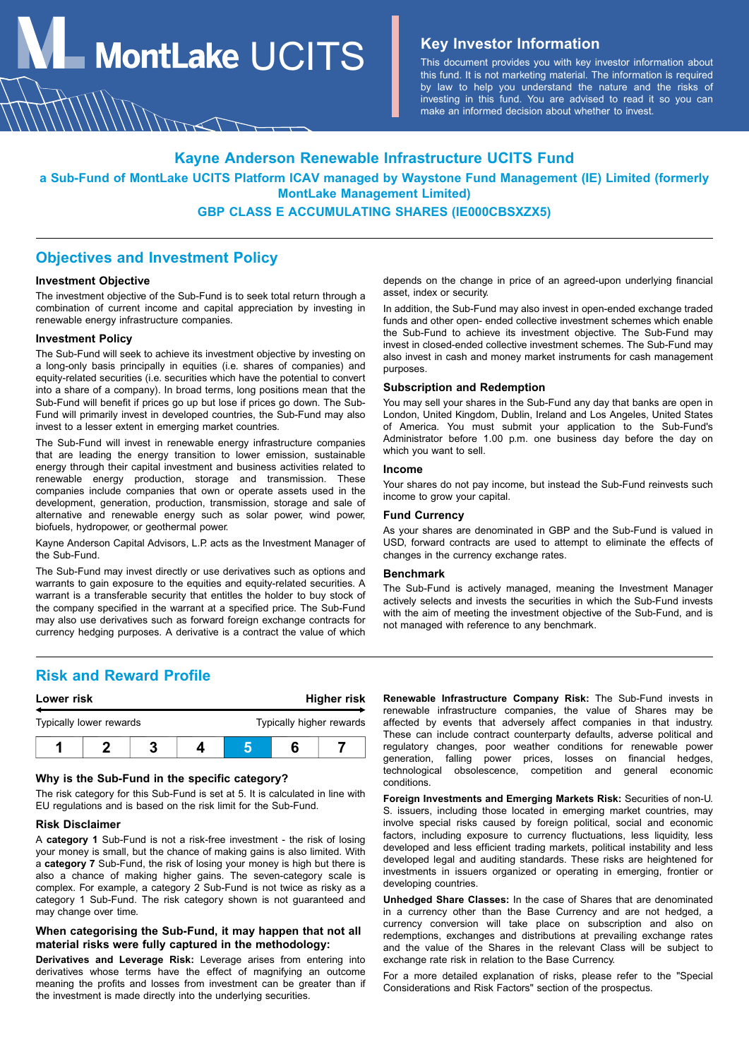# MontLake UCITS

## Key Investor Information

This document provides you with key investor information about this fund. It is not marketing material. The information is required by law to help you understand the nature and the risks of investing in this fund. You are advised to read it so you can make an informed decision about whether to invest.

# Kayne Anderson Renewable Infrastructure UCITS Fund

**a Sub-Fund of MontLake UCITS Platform ICAV managed by Waystone Fund Management (IE) Limited (formerly MontLake Management Limited)**

**GBP CLASS E ACCUMULATING SHARES (IE000CBSXZX5)**

## Objectives and Investment Policy

### Investment Objective

The investment objective of the Sub-Fund is to seek total return through a combination of current income and capital appreciation by investing in renewable energy infrastructure companies.

### Investment Policy

The Sub-Fund will seek to achieve its investment objective by investing on a long-only basis principally in equities (i.e. shares of companies) and equity-related securities (i.e. securities which have the potential to convert into a share of a company). In broad terms, long positions mean that the Sub-Fund will benefit if prices go up but lose if prices go down. The Sub-Fund will primarily invest in developed countries, the Sub-Fund may also invest to a lesser extent in emerging market countries.

The Sub-Fund will invest in renewable energy infrastructure companies that are leading the energy transition to lower emission, sustainable energy through their capital investment and business activities related to renewable energy production, storage and transmission. These companies include companies that own or operate assets used in the development, generation, production, transmission, storage and sale of alternative and renewable energy such as solar power, wind power, biofuels, hydropower, or geothermal power.

Kayne Anderson Capital Advisors, L.P. acts as the Investment Manager of the Sub-Fund.

The Sub-Fund may invest directly or use derivatives such as options and warrants to gain exposure to the equities and equity-related securities. A warrant is a transferable security that entitles the holder to buy stock of the company specified in the warrant at a specified price. The Sub-Fund may also use derivatives such as forward foreign exchange contracts for currency hedging purposes. A derivative is a contract the value of which depends on the change in price of an agreed-upon underlying financial asset, index or security.

In addition, the Sub-Fund may also invest in open-ended exchange traded funds and other open- ended collective investment schemes which enable the Sub-Fund to achieve its investment objective. The Sub-Fund may invest in closed-ended collective investment schemes. The Sub-Fund may also invest in cash and money market instruments for cash management purposes.

### Subscription and Redemption

You may sell your shares in the Sub-Fund any day that banks are open in London, United Kingdom, Dublin, Ireland and Los Angeles, United States of America. You must submit your application to the Sub-Fund's Administrator before 1.00 p.m. one business day before the day on which you want to sell.

### Income

Your shares do not pay income, but instead the Sub-Fund reinvests such income to grow your capital.

### Fund Currency

As your shares are denominated in GBP and the Sub-Fund is valued in USD, forward contracts are used to attempt to eliminate the effects of changes in the currency exchange rates.

### Benchmark

The Sub-Fund is actively managed, meaning the Investment Manager actively selects and invests the securities in which the Sub-Fund invests with the aim of meeting the investment objective of the Sub-Fund, and is not managed with reference to any benchmark.

## Risk and Reward Profile

| Lower risk | | | | | | Higher risk |
|---|---|---|---|---|---|---|
| Typically lower rewards | | | | | | Typically higher rewards |
| 1 | 2 | 3 | 4 | **5** | 6 | 7 |

### Why is the Sub-Fund in the specific category?

The risk category for this Sub-Fund is set at 5. It is calculated in line with EU regulations and is based on the risk limit for the Sub-Fund.

### Risk Disclaimer

A **category 1** Sub-Fund is not a risk-free investment - the risk of losing your money is small, but the chance of making gains is also limited. With a **category 7** Sub-Fund, the risk of losing your money is high but there is also a chance of making higher gains. The seven-category scale is complex. For example, a category 2 Sub-Fund is not twice as risky as a category 1 Sub-Fund. The risk category shown is not guaranteed and may change over time.

### When categorising the Sub-Fund, it may happen that not all material risks were fully captured in the methodology:

**Derivatives and Leverage Risk:** Leverage arises from entering into derivatives whose terms have the effect of magnifying an outcome meaning the profits and losses from investment can be greater than if the investment is made directly into the underlying securities.

**Renewable Infrastructure Company Risk:** The Sub-Fund invests in renewable infrastructure companies, the value of Shares may be affected by events that adversely affect companies in that industry. These can include contract counterparty defaults, adverse political and regulatory changes, poor weather conditions for renewable power generation, falling power prices, losses on financial hedges, technological obsolescence, competition and general economic conditions.

**Foreign Investments and Emerging Markets Risk:** Securities of non-U. S. issuers, including those located in emerging market countries, may involve special risks caused by foreign political, social and economic factors, including exposure to currency fluctuations, less liquidity, less developed and less efficient trading markets, political instability and less developed legal and auditing standards. These risks are heightened for investments in issuers organized or operating in emerging, frontier or developing countries.

**Unhedged Share Classes:** In the case of Shares that are denominated in a currency other than the Base Currency and are not hedged, a currency conversion will take place on subscription and also on redemptions, exchanges and distributions at prevailing exchange rates and the value of the Shares in the relevant Class will be subject to exchange rate risk in relation to the Base Currency.

For a more detailed explanation of risks, please refer to the "Special Considerations and Risk Factors" section of the prospectus.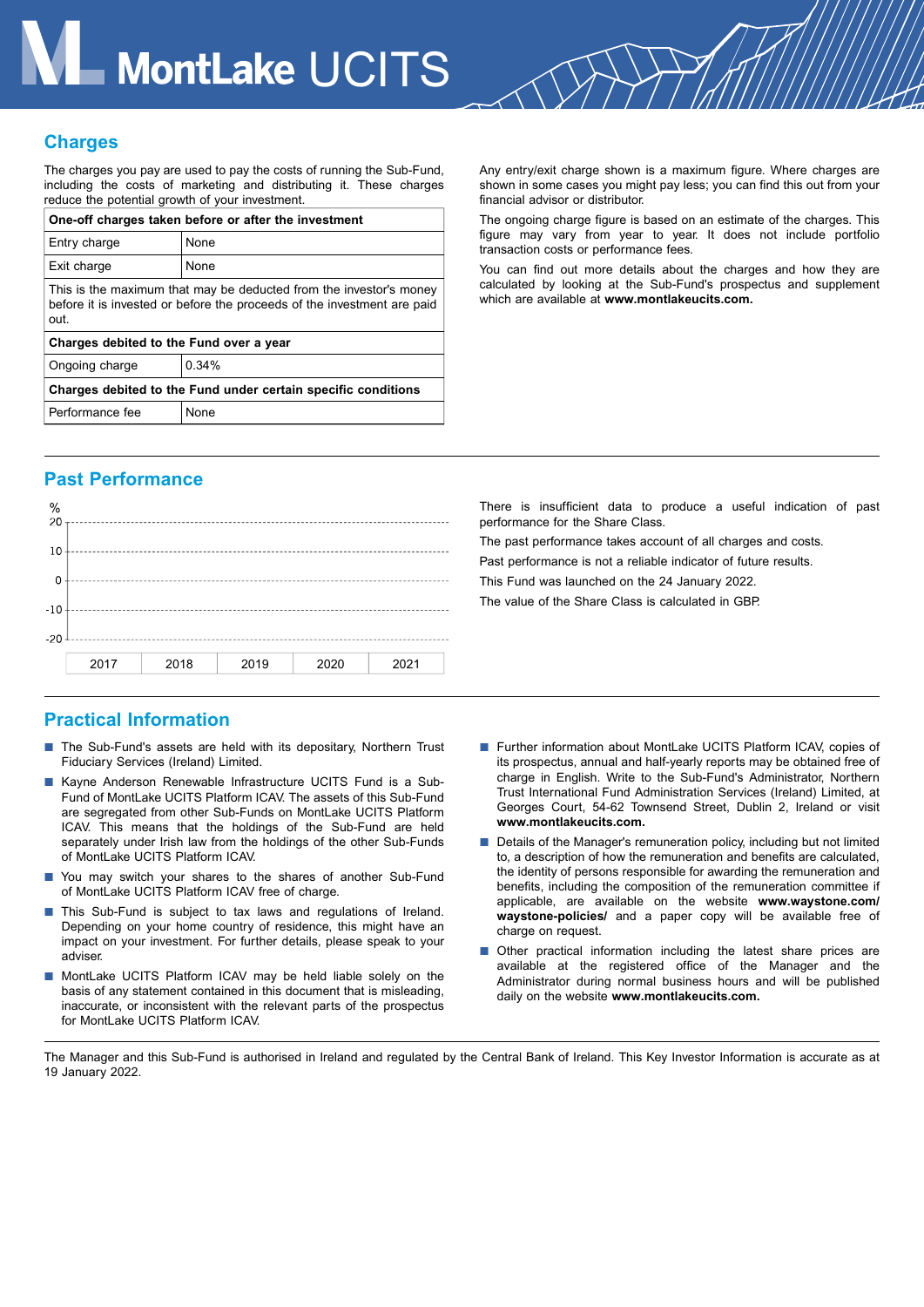## Charges

The charges you pay are used to pay the costs of running the Sub-Fund, including the costs of marketing and distributing it. These charges reduce the potential growth of your investment.

| One-off charges taken before or after the investment | |
|---|---|
| Entry charge | None |
| Exit charge | None |
| This is the maximum that may be deducted from the investor's money before it is invested or before the proceeds of the investment are paid out. | |
| **Charges debited to the Fund over a year** | |
| Ongoing charge | 0.34% |
| **Charges debited to the Fund under certain specific conditions** | |
| Performance fee | None |

Any entry/exit charge shown is a maximum figure. Where charges are shown in some cases you might pay less; you can find this out from your financial advisor or distributor.

The ongoing charge figure is based on an estimate of the charges. This figure may vary from year to year. It does not include portfolio transaction costs or performance fees.

You can find out more details about the charges and how they are calculated by looking at the Sub-Fund's prospectus and supplement which are available at **www.montlakeucits.com.**

## Past Performance

%
20
10
0
-10
-20
2017
2018
2019
2020
2021

There is insufficient data to produce a useful indication of past performance for the Share Class.

The past performance takes account of all charges and costs.

Past performance is not a reliable indicator of future results.

This Fund was launched on the 24 January 2022.

The value of the Share Class is calculated in GBP.

## Practical Information

- The Sub-Fund's assets are held with its depositary, Northern Trust Fiduciary Services (Ireland) Limited.
- Kayne Anderson Renewable Infrastructure UCITS Fund is a Sub-Fund of MontLake UCITS Platform ICAV. The assets of this Sub-Fund are segregated from other Sub-Funds on MontLake UCITS Platform ICAV. This means that the holdings of the Sub-Fund are held separately under Irish law from the holdings of the other Sub-Funds of MontLake UCITS Platform ICAV.
- You may switch your shares to the shares of another Sub-Fund of MontLake UCITS Platform ICAV free of charge.
- This Sub-Fund is subject to tax laws and regulations of Ireland. Depending on your home country of residence, this might have an impact on your investment. For further details, please speak to your adviser.
- MontLake UCITS Platform ICAV may be held liable solely on the basis of any statement contained in this document that is misleading, inaccurate, or inconsistent with the relevant parts of the prospectus for MontLake UCITS Platform ICAV.
- Further information about MontLake UCITS Platform ICAV, copies of its prospectus, annual and half-yearly reports may be obtained free of charge in English. Write to the Sub-Fund's Administrator, Northern Trust International Fund Administration Services (Ireland) Limited, at Georges Court, 54-62 Townsend Street, Dublin 2, Ireland or visit **www.montlakeucits.com.**
- Details of the Manager's remuneration policy, including but not limited to, a description of how the remuneration and benefits are calculated, the identity of persons responsible for awarding the remuneration and benefits, including the composition of the remuneration committee if applicable, are available on the website **www.waystone.com/waystone-policies/** and a paper copy will be available free of charge on request.
- Other practical information including the latest share prices are available at the registered office of the Manager and the Administrator during normal business hours and will be published daily on the website **www.montlakeucits.com.**

The Manager and this Sub-Fund is authorised in Ireland and regulated by the Central Bank of Ireland. This Key Investor Information is accurate as at 19 January 2022.